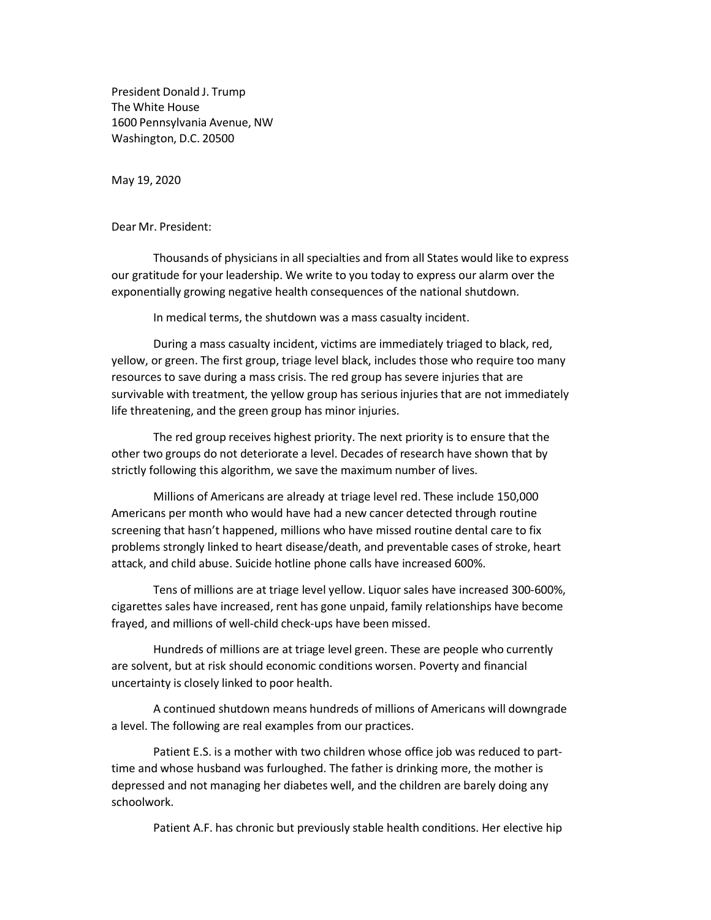President Donald J. Trump
The White House
1600 Pennsylvania Avenue, NW
Washington, D.C. 20500

May 19, 2020

Dear Mr. President:

Thousands of physicians in all specialties and from all States would like to express our gratitude for your leadership. We write to you today to express our alarm over the exponentially growing negative health consequences of the national shutdown.

In medical terms, the shutdown was a mass casualty incident.

During a mass casualty incident, victims are immediately triaged to black, red, yellow, or green. The first group, triage level black, includes those who require too many resources to save during a mass crisis. The red group has severe injuries that are survivable with treatment, the yellow group has serious injuries that are not immediately life threatening, and the green group has minor injuries.

The red group receives highest priority. The next priority is to ensure that the other two groups do not deteriorate a level. Decades of research have shown that by strictly following this algorithm, we save the maximum number of lives.

Millions of Americans are already at triage level red. These include 150,000 Americans per month who would have had a new cancer detected through routine screening that hasn't happened, millions who have missed routine dental care to fix problems strongly linked to heart disease/death, and preventable cases of stroke, heart attack, and child abuse. Suicide hotline phone calls have increased 600%.

Tens of millions are at triage level yellow. Liquor sales have increased 300-600%, cigarettes sales have increased, rent has gone unpaid, family relationships have become frayed, and millions of well-child check-ups have been missed.

Hundreds of millions are at triage level green. These are people who currently are solvent, but at risk should economic conditions worsen. Poverty and financial uncertainty is closely linked to poor health.

A continued shutdown means hundreds of millions of Americans will downgrade a level. The following are real examples from our practices.

Patient E.S. is a mother with two children whose office job was reduced to part-time and whose husband was furloughed. The father is drinking more, the mother is depressed and not managing her diabetes well, and the children are barely doing any schoolwork.

Patient A.F. has chronic but previously stable health conditions. Her elective hip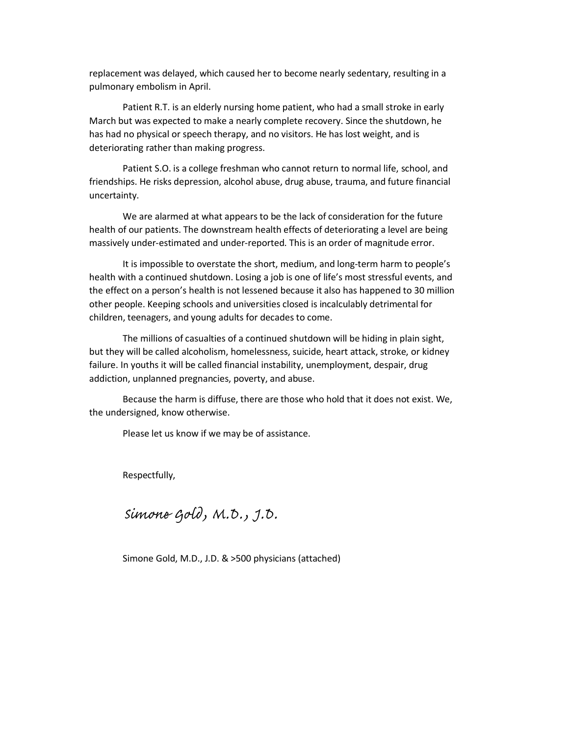replacement was delayed, which caused her to become nearly sedentary, resulting in a pulmonary embolism in April.

Patient R.T. is an elderly nursing home patient, who had a small stroke in early March but was expected to make a nearly complete recovery. Since the shutdown, he has had no physical or speech therapy, and no visitors. He has lost weight, and is deteriorating rather than making progress.

Patient S.O. is a college freshman who cannot return to normal life, school, and friendships. He risks depression, alcohol abuse, drug abuse, trauma, and future financial uncertainty.

We are alarmed at what appears to be the lack of consideration for the future health of our patients. The downstream health effects of deteriorating a level are being massively under-estimated and under-reported. This is an order of magnitude error.

It is impossible to overstate the short, medium, and long-term harm to people's health with a continued shutdown. Losing a job is one of life's most stressful events, and the effect on a person's health is not lessened because it also has happened to 30 million other people. Keeping schools and universities closed is incalculably detrimental for children, teenagers, and young adults for decades to come.

The millions of casualties of a continued shutdown will be hiding in plain sight, but they will be called alcoholism, homelessness, suicide, heart attack, stroke, or kidney failure. In youths it will be called financial instability, unemployment, despair, drug addiction, unplanned pregnancies, poverty, and abuse.

Because the harm is diffuse, there are those who hold that it does not exist. We, the undersigned, know otherwise.

Please let us know if we may be of assistance.

Respectfully,

*Simone Gold, M.D., J.D.*

Simone Gold, M.D., J.D. & >500 physicians (attached)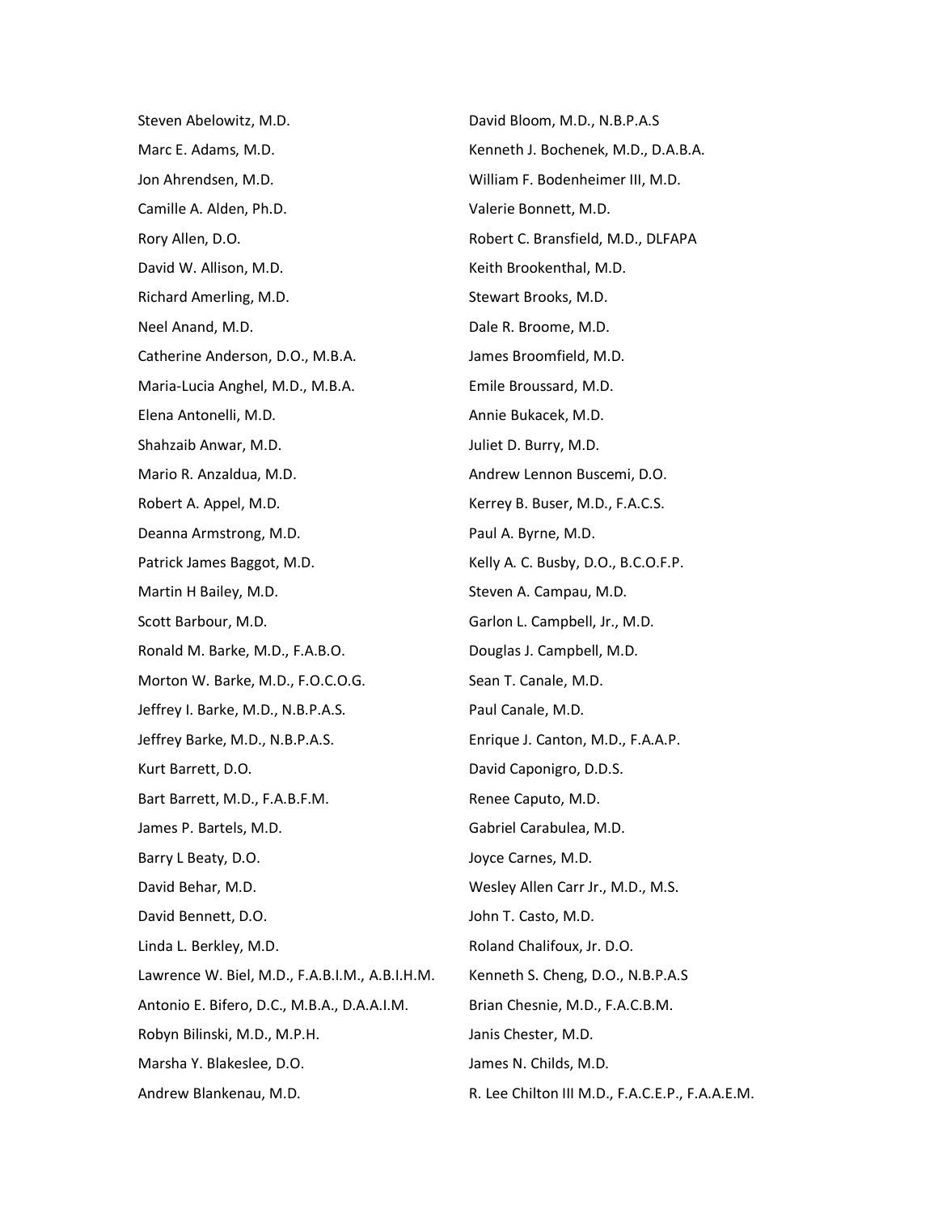Steven Abelowitz, M.D.

Marc E. Adams, M.D.

Jon Ahrendsen, M.D.

Camille A. Alden, Ph.D.

Rory Allen, D.O.

David W. Allison, M.D.

Richard Amerling, M.D.

Neel Anand, M.D.

Catherine Anderson, D.O., M.B.A.

Maria-Lucia Anghel, M.D., M.B.A.

Elena Antonelli, M.D.

Shahzaib Anwar, M.D.

Mario R. Anzaldua, M.D.

Robert A. Appel, M.D.

Deanna Armstrong, M.D.

Patrick James Baggot, M.D.

Martin H Bailey, M.D.

Scott Barbour, M.D.

Ronald M. Barke, M.D., F.A.B.O.

Morton W. Barke, M.D., F.O.C.O.G.

Jeffrey I. Barke, M.D., N.B.P.A.S.

Jeffrey Barke, M.D., N.B.P.A.S.

Kurt Barrett, D.O.

Bart Barrett, M.D., F.A.B.F.M.

James P. Bartels, M.D.

Barry L Beaty, D.O.

David Behar, M.D.

David Bennett, D.O.

Linda L. Berkley, M.D.

Lawrence W. Biel, M.D., F.A.B.I.M., A.B.I.H.M.

Antonio E. Bifero, D.C., M.B.A., D.A.A.I.M.

Robyn Bilinski, M.D., M.P.H.

Marsha Y. Blakeslee, D.O.

Andrew Blankenau, M.D.

David Bloom, M.D., N.B.P.A.S

Kenneth J. Bochenek, M.D., D.A.B.A.

William F. Bodenheimer III, M.D.

Valerie Bonnett, M.D.

Robert C. Bransfield, M.D., DLFAPA

Keith Brookenthal, M.D.

Stewart Brooks, M.D.

Dale R. Broome, M.D.

James Broomfield, M.D.

Emile Broussard, M.D.

Annie Bukacek, M.D.

Juliet D. Burry, M.D.

Andrew Lennon Buscemi, D.O.

Kerrey B. Buser, M.D., F.A.C.S.

Paul A. Byrne, M.D.

Kelly A. C. Busby, D.O., B.C.O.F.P.

Steven A. Campau, M.D.

Garlon L. Campbell, Jr., M.D.

Douglas J. Campbell, M.D.

Sean T. Canale, M.D.

Paul Canale, M.D.

Enrique J. Canton, M.D., F.A.A.P.

David Caponigro, D.D.S.

Renee Caputo, M.D.

Gabriel Carabulea, M.D.

Joyce Carnes, M.D.

Wesley Allen Carr Jr., M.D., M.S.

John T. Casto, M.D.

Roland Chalifoux, Jr. D.O.

Kenneth S. Cheng, D.O., N.B.P.A.S

Brian Chesnie, M.D., F.A.C.B.M.

Janis Chester, M.D.

James N. Childs, M.D.

R. Lee Chilton III M.D., F.A.C.E.P., F.A.A.E.M.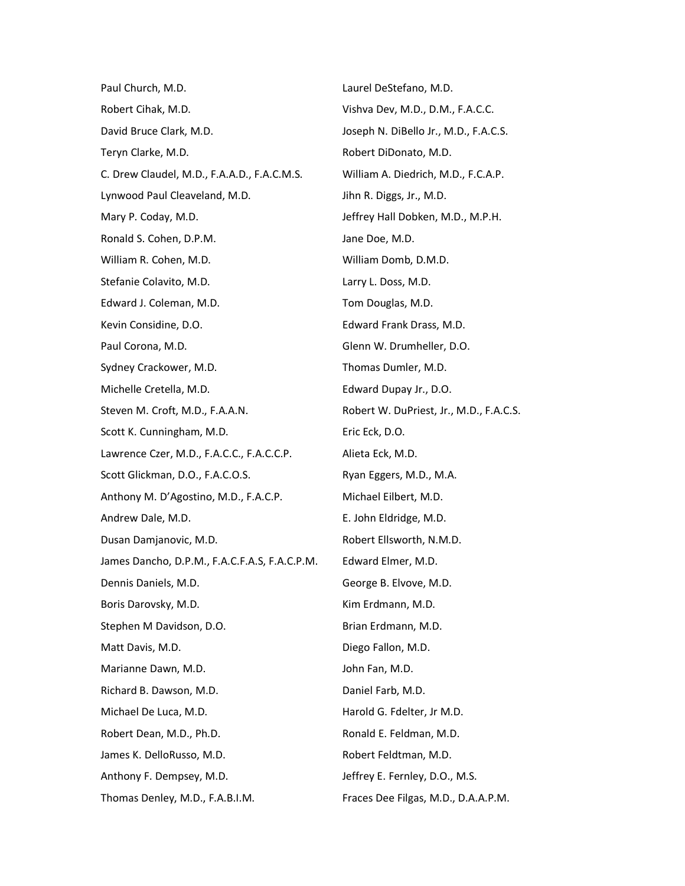Paul Church, M.D.

Robert Cihak, M.D.

David Bruce Clark, M.D.

Teryn Clarke, M.D.

C. Drew Claudel, M.D., F.A.A.D., F.A.C.M.S.

Lynwood Paul Cleaveland, M.D.

Mary P. Coday, M.D.

Ronald S. Cohen, D.P.M.

William R. Cohen, M.D.

Stefanie Colavito, M.D.

Edward J. Coleman, M.D.

Kevin Considine, D.O.

Paul Corona, M.D.

Sydney Crackower, M.D.

Michelle Cretella, M.D.

Steven M. Croft, M.D., F.A.A.N.

Scott K. Cunningham, M.D.

Lawrence Czer, M.D., F.A.C.C., F.A.C.C.P.

Scott Glickman, D.O., F.A.C.O.S.

Anthony M. D'Agostino, M.D., F.A.C.P.

Andrew Dale, M.D.

Dusan Damjanovic, M.D.

James Dancho, D.P.M., F.A.C.F.A.S, F.A.C.P.M.

Dennis Daniels, M.D.

Boris Darovsky, M.D.

Stephen M Davidson, D.O.

Matt Davis, M.D.

Marianne Dawn, M.D.

Richard B. Dawson, M.D.

Michael De Luca, M.D.

Robert Dean, M.D., Ph.D.

James K. DelloRusso, M.D.

Anthony F. Dempsey, M.D.

Thomas Denley, M.D., F.A.B.I.M.

Laurel DeStefano, M.D.

Vishva Dev, M.D., D.M., F.A.C.C.

Joseph N. DiBello Jr., M.D., F.A.C.S.

Robert DiDonato, M.D.

William A. Diedrich, M.D., F.C.A.P.

Jihn R. Diggs, Jr., M.D.

Jeffrey Hall Dobken, M.D., M.P.H.

Jane Doe, M.D.

William Domb, D.M.D.

Larry L. Doss, M.D.

Tom Douglas, M.D.

Edward Frank Drass, M.D.

Glenn W. Drumheller, D.O.

Thomas Dumler, M.D.

Edward Dupay Jr., D.O.

Robert W. DuPriest, Jr., M.D., F.A.C.S.

Eric Eck, D.O.

Alieta Eck, M.D.

Ryan Eggers, M.D., M.A.

Michael Eilbert, M.D.

E. John Eldridge, M.D.

Robert Ellsworth, N.M.D.

Edward Elmer, M.D.

George B. Elvove, M.D.

Kim Erdmann, M.D.

Brian Erdmann, M.D.

Diego Fallon, M.D.

John Fan, M.D.

Daniel Farb, M.D.

Harold G. Fdelter, Jr M.D.

Ronald E. Feldman, M.D.

Robert Feldtman, M.D.

Jeffrey E. Fernley, D.O., M.S.

Fraces Dee Filgas, M.D., D.A.A.P.M.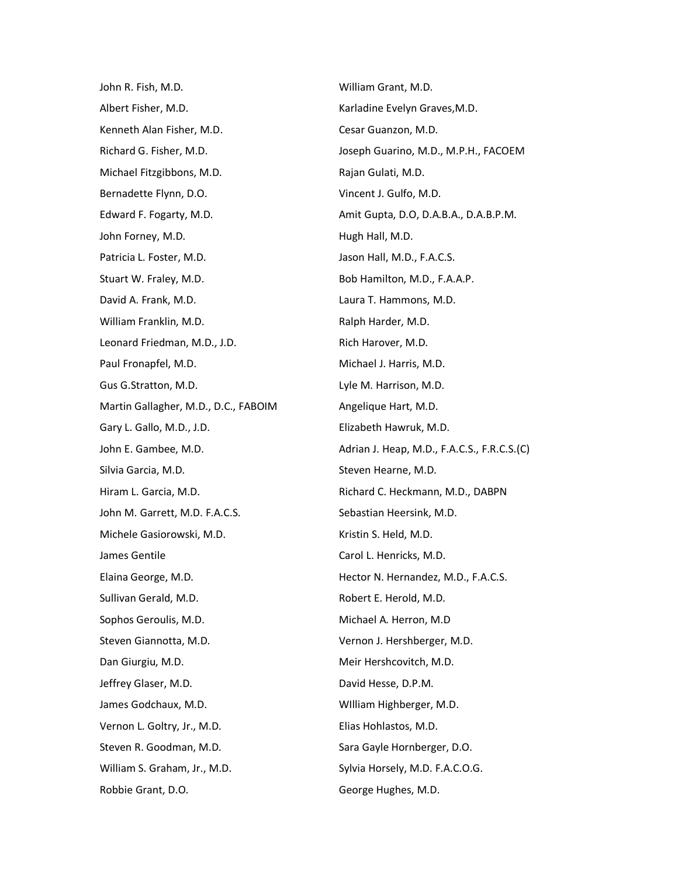John R. Fish, M.D.

Albert Fisher, M.D.

Kenneth Alan Fisher, M.D.

Richard G. Fisher, M.D.

Michael Fitzgibbons, M.D.

Bernadette Flynn, D.O.

Edward F. Fogarty, M.D.

John Forney, M.D.

Patricia L. Foster, M.D.

Stuart W. Fraley, M.D.

David A. Frank, M.D.

William Franklin, M.D.

Leonard Friedman, M.D., J.D.

Paul Fronapfel, M.D.

Gus G.Stratton, M.D.

Martin Gallagher, M.D., D.C., FABOIM

Gary L. Gallo, M.D., J.D.

John E. Gambee, M.D.

Silvia Garcia, M.D.

Hiram L. Garcia, M.D.

John M. Garrett, M.D. F.A.C.S.

Michele Gasiorowski, M.D.

James Gentile

Elaina George, M.D.

Sullivan Gerald, M.D.

Sophos Geroulis, M.D.

Steven Giannotta, M.D.

Dan Giurgiu, M.D.

Jeffrey Glaser, M.D.

James Godchaux, M.D.

Vernon L. Goltry, Jr., M.D.

Steven R. Goodman, M.D.

William S. Graham, Jr., M.D.

Robbie Grant, D.O.

William Grant, M.D.

Karladine Evelyn Graves,M.D.

Cesar Guanzon, M.D.

Joseph Guarino, M.D., M.P.H., FACOEM

Rajan Gulati, M.D.

Vincent J. Gulfo, M.D.

Amit Gupta, D.O, D.A.B.A., D.A.B.P.M.

Hugh Hall, M.D.

Jason Hall, M.D., F.A.C.S.

Bob Hamilton, M.D., F.A.A.P.

Laura T. Hammons, M.D.

Ralph Harder, M.D.

Rich Harover, M.D.

Michael J. Harris, M.D.

Lyle M. Harrison, M.D.

Angelique Hart, M.D.

Elizabeth Hawruk, M.D.

Adrian J. Heap, M.D., F.A.C.S., F.R.C.S.(C)

Steven Hearne, M.D.

Richard C. Heckmann, M.D., DABPN

Sebastian Heersink, M.D.

Kristin S. Held, M.D.

Carol L. Henricks, M.D.

Hector N. Hernandez, M.D., F.A.C.S.

Robert E. Herold, M.D.

Michael A. Herron, M.D

Vernon J. Hershberger, M.D.

Meir Hershcovitch, M.D.

David Hesse, D.P.M.

WIlliam Highberger, M.D.

Elias Hohlastos, M.D.

Sara Gayle Hornberger, D.O.

Sylvia Horsely, M.D. F.A.C.O.G.

George Hughes, M.D.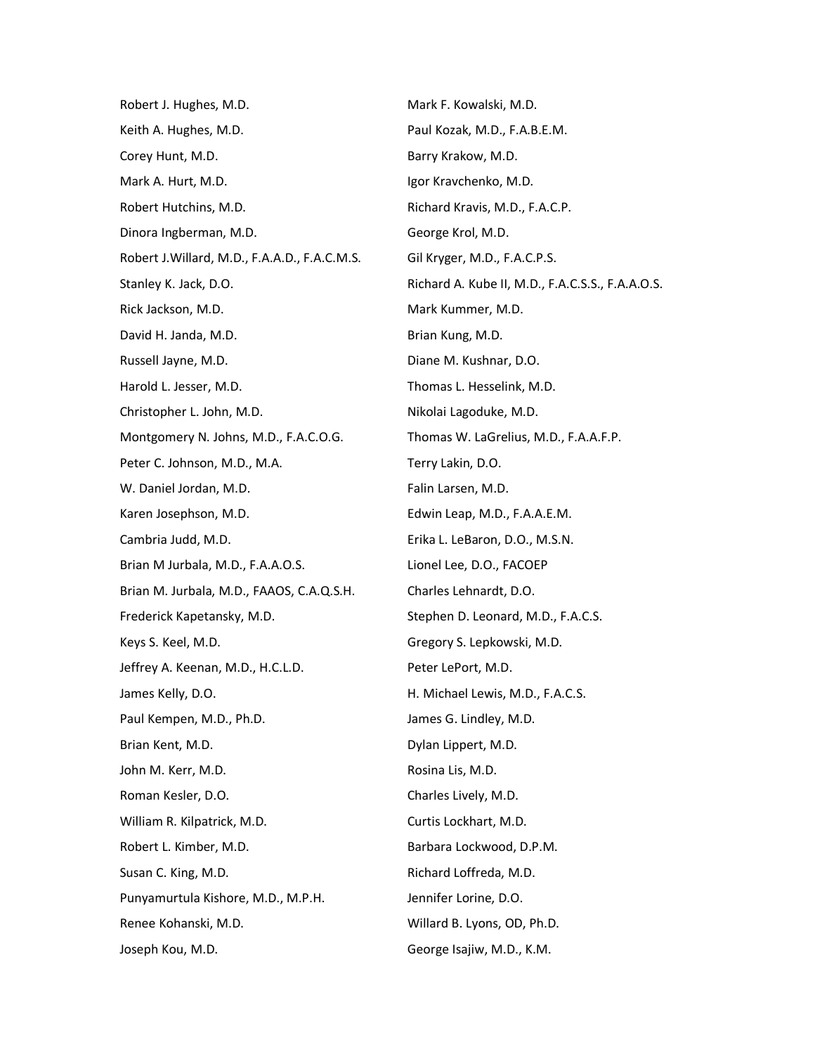Robert J. Hughes, M.D.

Keith A. Hughes, M.D.

Corey Hunt, M.D.

Mark A. Hurt, M.D.

Robert Hutchins, M.D.

Dinora Ingberman, M.D.

Robert J.Willard, M.D., F.A.A.D., F.A.C.M.S.

Stanley K. Jack, D.O.

Rick Jackson, M.D.

David H. Janda, M.D.

Russell Jayne, M.D.

Harold L. Jesser, M.D.

Christopher L. John, M.D.

Montgomery N. Johns, M.D., F.A.C.O.G.

Peter C. Johnson, M.D., M.A.

W. Daniel Jordan, M.D.

Karen Josephson, M.D.

Cambria Judd, M.D.

Brian M Jurbala, M.D., F.A.A.O.S.

Brian M. Jurbala, M.D., FAAOS, C.A.Q.S.H.

Frederick Kapetansky, M.D.

Keys S. Keel, M.D.

Jeffrey A. Keenan, M.D., H.C.L.D.

James Kelly, D.O.

Paul Kempen, M.D., Ph.D.

Brian Kent, M.D.

John M. Kerr, M.D.

Roman Kesler, D.O.

William R. Kilpatrick, M.D.

Robert L. Kimber, M.D.

Susan C. King, M.D.

Punyamurtula Kishore, M.D., M.P.H.

Renee Kohanski, M.D.

Joseph Kou, M.D.

Mark F. Kowalski, M.D.

Paul Kozak, M.D., F.A.B.E.M.

Barry Krakow, M.D.

Igor Kravchenko, M.D.

Richard Kravis, M.D., F.A.C.P.

George Krol, M.D.

Gil Kryger, M.D., F.A.C.P.S.

Richard A. Kube II, M.D., F.A.C.S.S., F.A.A.O.S.

Mark Kummer, M.D.

Brian Kung, M.D.

Diane M. Kushnar, D.O.

Thomas L. Hesselink, M.D.

Nikolai Lagoduke, M.D.

Thomas W. LaGrelius, M.D., F.A.A.F.P.

Terry Lakin, D.O.

Falin Larsen, M.D.

Edwin Leap, M.D., F.A.A.E.M.

Erika L. LeBaron, D.O., M.S.N.

Lionel Lee, D.O., FACOEP

Charles Lehnardt, D.O.

Stephen D. Leonard, M.D., F.A.C.S.

Gregory S. Lepkowski, M.D.

Peter LePort, M.D.

H. Michael Lewis, M.D., F.A.C.S.

James G. Lindley, M.D.

Dylan Lippert, M.D.

Rosina Lis, M.D.

Charles Lively, M.D.

Curtis Lockhart, M.D.

Barbara Lockwood, D.P.M.

Richard Loffreda, M.D.

Jennifer Lorine, D.O.

Willard B. Lyons, OD, Ph.D.

George Isajiw, M.D., K.M.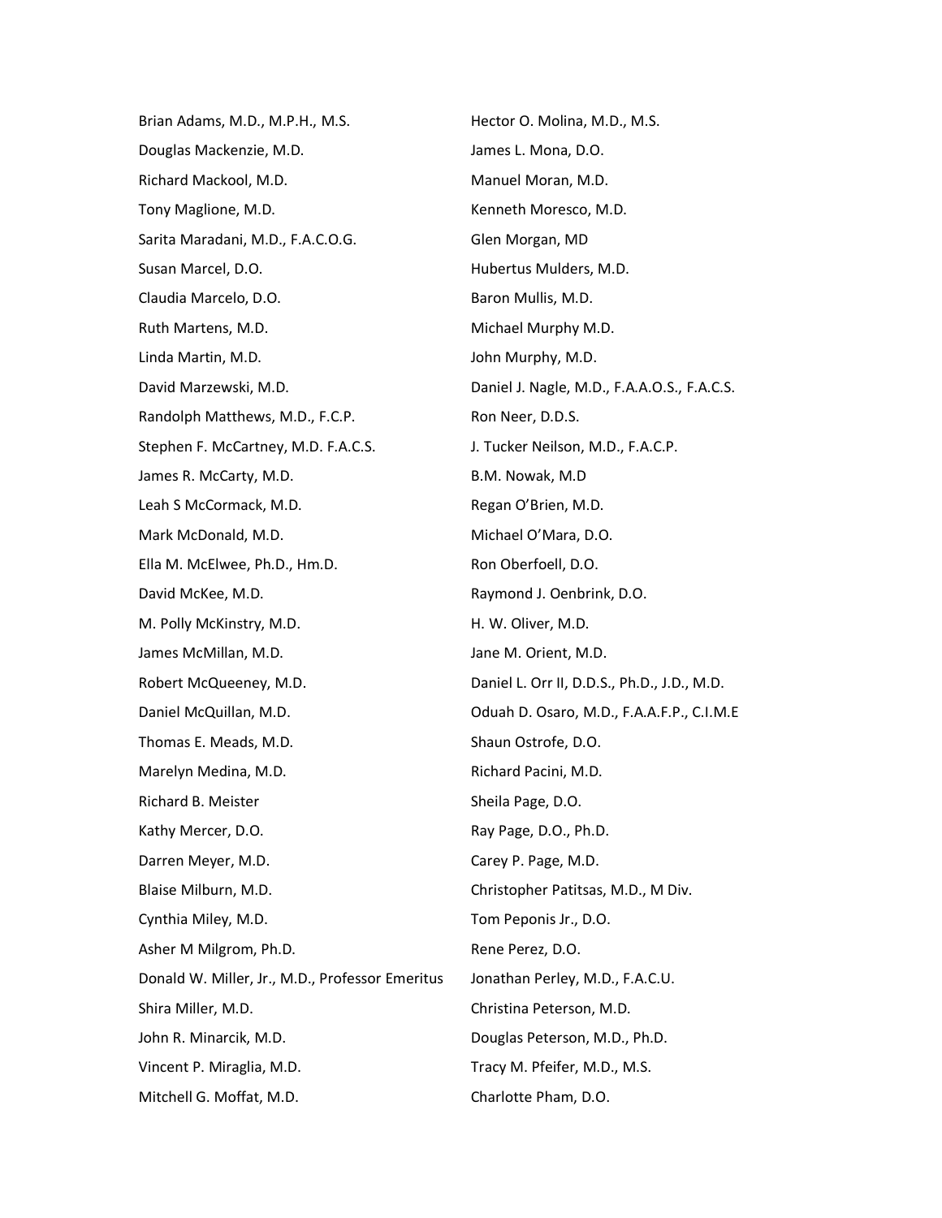Brian Adams, M.D., M.P.H., M.S.

Douglas Mackenzie, M.D.

Richard Mackool, M.D.

Tony Maglione, M.D.

Sarita Maradani, M.D., F.A.C.O.G.

Susan Marcel, D.O.

Claudia Marcelo, D.O.

Ruth Martens, M.D.

Linda Martin, M.D.

David Marzewski, M.D.

Randolph Matthews, M.D., F.C.P.

Stephen F. McCartney, M.D. F.A.C.S.

James R. McCarty, M.D.

Leah S McCormack, M.D.

Mark McDonald, M.D.

Ella M. McElwee, Ph.D., Hm.D.

David McKee, M.D.

M. Polly McKinstry, M.D.

James McMillan, M.D.

Robert McQueeney, M.D.

Daniel McQuillan, M.D.

Thomas E. Meads, M.D.

Marelyn Medina, M.D.

Richard B. Meister

Kathy Mercer, D.O.

Darren Meyer, M.D.

Blaise Milburn, M.D.

Cynthia Miley, M.D.

Asher M Milgrom, Ph.D.

Donald W. Miller, Jr., M.D., Professor Emeritus

Shira Miller, M.D.

John R. Minarcik, M.D.

Vincent P. Miraglia, M.D.

Mitchell G. Moffat, M.D.

Hector O. Molina, M.D., M.S.

James L. Mona, D.O.

Manuel Moran, M.D.

Kenneth Moresco, M.D.

Glen Morgan, MD

Hubertus Mulders, M.D.

Baron Mullis, M.D.

Michael Murphy M.D.

John Murphy, M.D.

Daniel J. Nagle, M.D., F.A.A.O.S., F.A.C.S.

Ron Neer, D.D.S.

J. Tucker Neilson, M.D., F.A.C.P.

B.M. Nowak, M.D

Regan O'Brien, M.D.

Michael O'Mara, D.O.

Ron Oberfoell, D.O.

Raymond J. Oenbrink, D.O.

H. W. Oliver, M.D.

Jane M. Orient, M.D.

Daniel L. Orr II, D.D.S., Ph.D., J.D., M.D.

Oduah D. Osaro, M.D., F.A.A.F.P., C.I.M.E

Shaun Ostrofe, D.O.

Richard Pacini, M.D.

Sheila Page, D.O.

Ray Page, D.O., Ph.D.

Carey P. Page, M.D.

Christopher Patitsas, M.D., M Div.

Tom Peponis Jr., D.O.

Rene Perez, D.O.

Jonathan Perley, M.D., F.A.C.U.

Christina Peterson, M.D.

Douglas Peterson, M.D., Ph.D.

Tracy M. Pfeifer, M.D., M.S.

Charlotte Pham, D.O.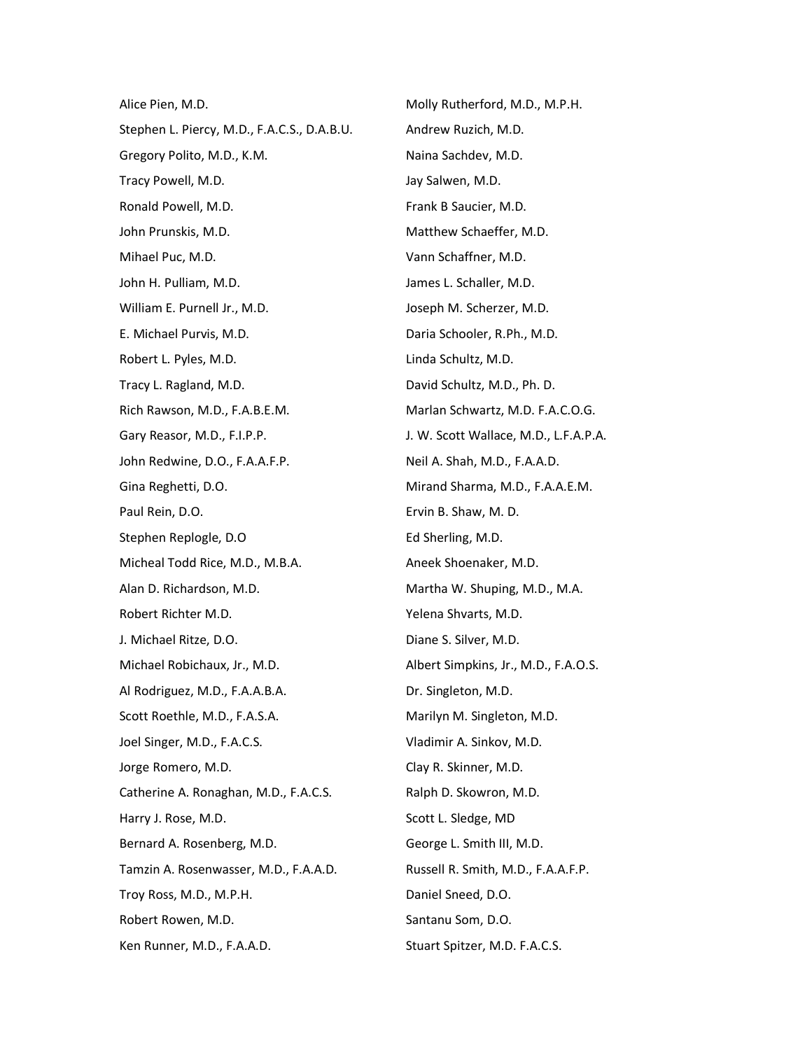Alice Pien, M.D.

Stephen L. Piercy, M.D., F.A.C.S., D.A.B.U.

Gregory Polito, M.D., K.M.

Tracy Powell, M.D.

Ronald Powell, M.D.

John Prunskis, M.D.

Mihael Puc, M.D.

John H. Pulliam, M.D.

William E. Purnell Jr., M.D.

E. Michael Purvis, M.D.

Robert L. Pyles, M.D.

Tracy L. Ragland, M.D.

Rich Rawson, M.D., F.A.B.E.M.

Gary Reasor, M.D., F.I.P.P.

John Redwine, D.O., F.A.A.F.P.

Gina Reghetti, D.O.

Paul Rein, D.O.

Stephen Replogle, D.O

Micheal Todd Rice, M.D., M.B.A.

Alan D. Richardson, M.D.

Robert Richter M.D.

J. Michael Ritze, D.O.

Michael Robichaux, Jr., M.D.

Al Rodriguez, M.D., F.A.A.B.A.

Scott Roethle, M.D., F.A.S.A.

Joel Singer, M.D., F.A.C.S.

Jorge Romero, M.D.

Catherine A. Ronaghan, M.D., F.A.C.S.

Harry J. Rose, M.D.

Bernard A. Rosenberg, M.D.

Tamzin A. Rosenwasser, M.D., F.A.A.D.

Troy Ross, M.D., M.P.H.

Robert Rowen, M.D.

Ken Runner, M.D., F.A.A.D.

Molly Rutherford, M.D., M.P.H.

Andrew Ruzich, M.D.

Naina Sachdev, M.D.

Jay Salwen, M.D.

Frank B Saucier, M.D.

Matthew Schaeffer, M.D.

Vann Schaffner, M.D.

James L. Schaller, M.D.

Joseph M. Scherzer, M.D.

Daria Schooler, R.Ph., M.D.

Linda Schultz, M.D.

David Schultz, M.D., Ph. D.

Marlan Schwartz, M.D. F.A.C.O.G.

J. W. Scott Wallace, M.D., L.F.A.P.A.

Neil A. Shah, M.D., F.A.A.D.

Mirand Sharma, M.D., F.A.A.E.M.

Ervin B. Shaw, M. D.

Ed Sherling, M.D.

Aneek Shoenaker, M.D.

Martha W. Shuping, M.D., M.A.

Yelena Shvarts, M.D.

Diane S. Silver, M.D.

Albert Simpkins, Jr., M.D., F.A.O.S.

Dr. Singleton, M.D.

Marilyn M. Singleton, M.D.

Vladimir A. Sinkov, M.D.

Clay R. Skinner, M.D.

Ralph D. Skowron, M.D.

Scott L. Sledge, MD

George L. Smith III, M.D.

Russell R. Smith, M.D., F.A.A.F.P.

Daniel Sneed, D.O.

Santanu Som, D.O.

Stuart Spitzer, M.D. F.A.C.S.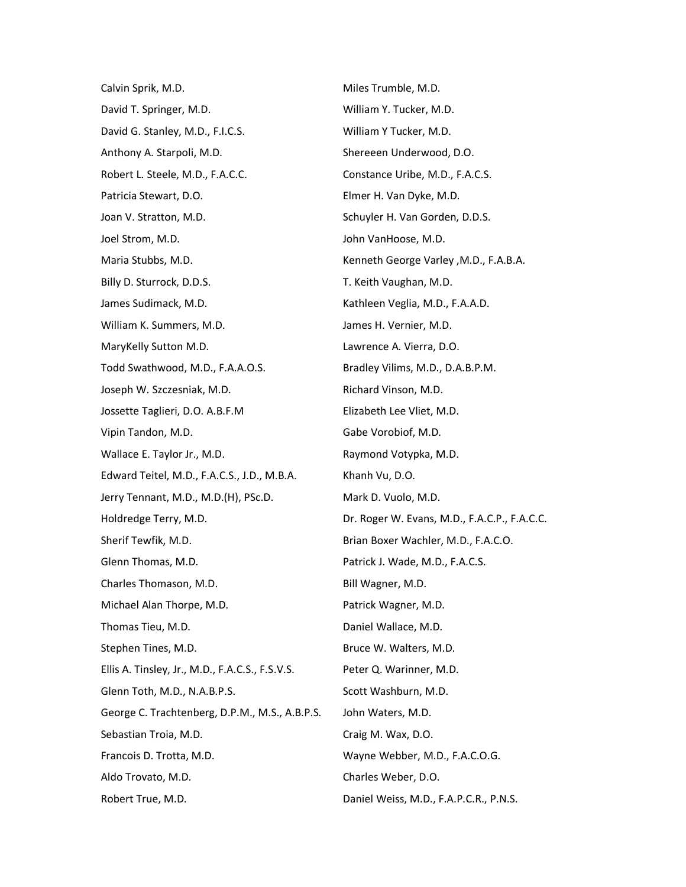Calvin Sprik, M.D.

David T. Springer, M.D.

David G. Stanley, M.D., F.I.C.S.

Anthony A. Starpoli, M.D.

Robert L. Steele, M.D., F.A.C.C.

Patricia Stewart, D.O.

Joan V. Stratton, M.D.

Joel Strom, M.D.

Maria Stubbs, M.D.

Billy D. Sturrock, D.D.S.

James Sudimack, M.D.

William K. Summers, M.D.

MaryKelly Sutton M.D.

Todd Swathwood, M.D., F.A.A.O.S.

Joseph W. Szczesniak, M.D.

Jossette Taglieri, D.O. A.B.F.M

Vipin Tandon, M.D.

Wallace E. Taylor Jr., M.D.

Edward Teitel, M.D., F.A.C.S., J.D., M.B.A.

Jerry Tennant, M.D., M.D.(H), PSc.D.

Holdredge Terry, M.D.

Sherif Tewfik, M.D.

Glenn Thomas, M.D.

Charles Thomason, M.D.

Michael Alan Thorpe, M.D.

Thomas Tieu, M.D.

Stephen Tines, M.D.

Ellis A. Tinsley, Jr., M.D., F.A.C.S., F.S.V.S.

Glenn Toth, M.D., N.A.B.P.S.

George C. Trachtenberg, D.P.M., M.S., A.B.P.S.

Sebastian Troia, M.D.

Francois D. Trotta, M.D.

Aldo Trovato, M.D.

Robert True, M.D.

Miles Trumble, M.D.

William Y. Tucker, M.D.

William Y Tucker, M.D.

Shereeen Underwood, D.O.

Constance Uribe, M.D., F.A.C.S.

Elmer H. Van Dyke, M.D.

Schuyler H. Van Gorden, D.D.S.

John VanHoose, M.D.

Kenneth George Varley ,M.D., F.A.B.A.

T. Keith Vaughan, M.D.

Kathleen Veglia, M.D., F.A.A.D.

James H. Vernier, M.D.

Lawrence A. Vierra, D.O.

Bradley Vilims, M.D., D.A.B.P.M.

Richard Vinson, M.D.

Elizabeth Lee Vliet, M.D.

Gabe Vorobiof, M.D.

Raymond Votypka, M.D.

Khanh Vu, D.O.

Mark D. Vuolo, M.D.

Dr. Roger W. Evans, M.D., F.A.C.P., F.A.C.C.

Brian Boxer Wachler, M.D., F.A.C.O.

Patrick J. Wade, M.D., F.A.C.S.

Bill Wagner, M.D.

Patrick Wagner, M.D.

Daniel Wallace, M.D.

Bruce W. Walters, M.D.

Peter Q. Warinner, M.D.

Scott Washburn, M.D.

John Waters, M.D.

Craig M. Wax, D.O.

Wayne Webber, M.D., F.A.C.O.G.

Charles Weber, D.O.

Daniel Weiss, M.D., F.A.P.C.R., P.N.S.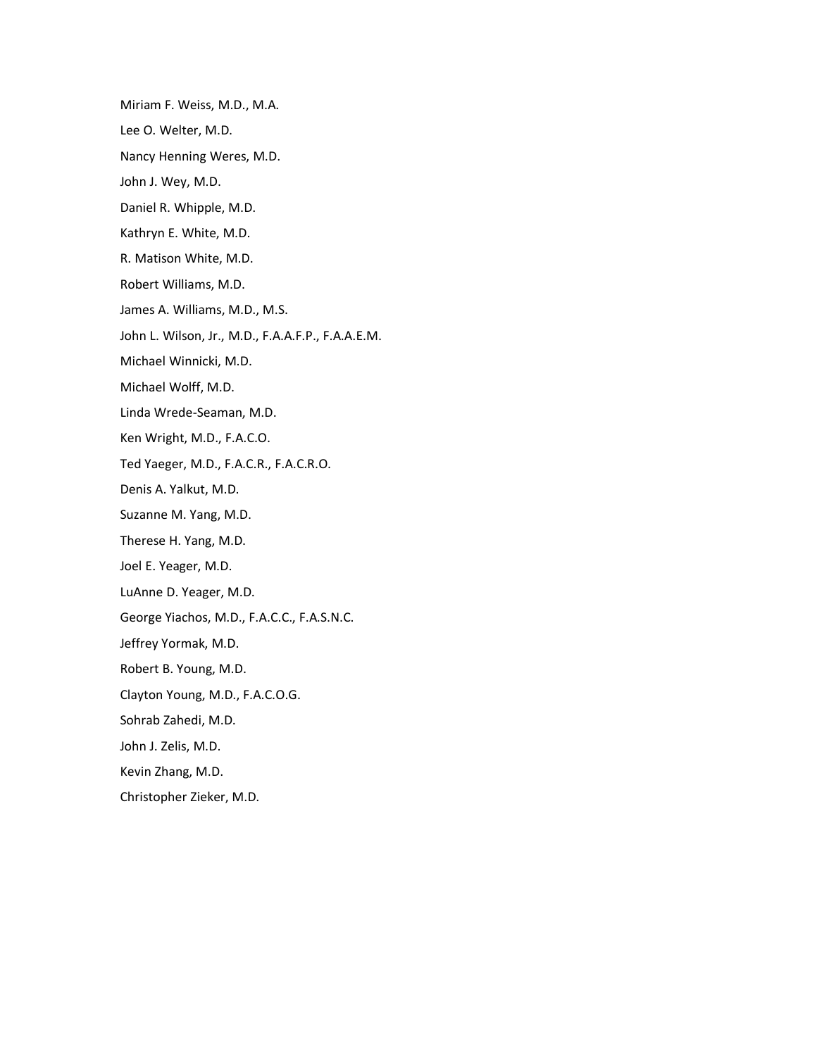Miriam F. Weiss, M.D., M.A.

Lee O. Welter, M.D.

Nancy Henning Weres, M.D.

John J. Wey, M.D.

Daniel R. Whipple, M.D.

Kathryn E. White, M.D.

R. Matison White, M.D.

Robert Williams, M.D.

James A. Williams, M.D., M.S.

John L. Wilson, Jr., M.D., F.A.A.F.P., F.A.A.E.M.

Michael Winnicki, M.D.

Michael Wolff, M.D.

Linda Wrede-Seaman, M.D.

Ken Wright, M.D., F.A.C.O.

Ted Yaeger, M.D., F.A.C.R., F.A.C.R.O.

Denis A. Yalkut, M.D.

Suzanne M. Yang, M.D.

Therese H. Yang, M.D.

Joel E. Yeager, M.D.

LuAnne D. Yeager, M.D.

George Yiachos, M.D., F.A.C.C., F.A.S.N.C.

Jeffrey Yormak, M.D.

Robert B. Young, M.D.

Clayton Young, M.D., F.A.C.O.G.

Sohrab Zahedi, M.D.

John J. Zelis, M.D.

Kevin Zhang, M.D.

Christopher Zieker, M.D.